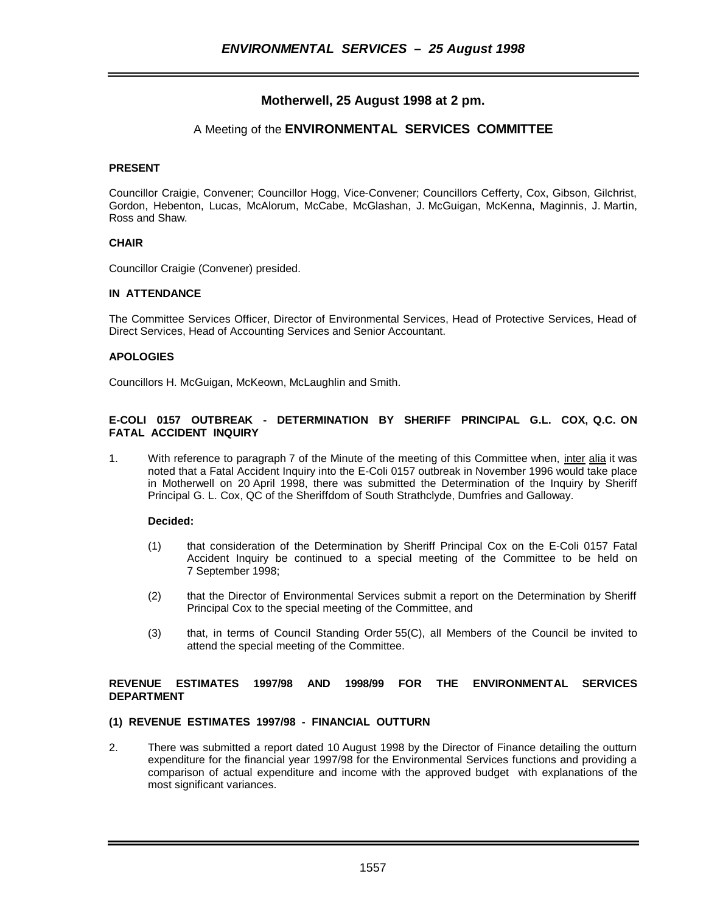# Motherwell, 25 August 1998 at 2 pm.

## A Meeting of the **ENVIRONMENTAL SERVICES COMMITTEE**

**PRESENT**

Councillor Craigie, Convener; Councillor Hogg, Vice-Convener; Councillors Cefferty, Cox, Gibson, Gilchrist, Gordon, Hebenton, Lucas, McAlorum, McCabe, McGlashan, J. McGuigan, McKenna, Maginnis, J. Martin, Ross and Shaw.

**CHAIR**

Councillor Craigie (Convener) presided.

**IN ATTENDANCE**

The Committee Services Officer, Director of Environmental Services, Head of Protective Services, Head of Direct Services, Head of Accounting Services and Senior Accountant.

**APOLOGIES**

Councillors H. McGuigan, McKeown, McLaughlin and Smith.

**E-COLI 0157 OUTBREAK - DETERMINATION BY SHERIFF PRINCIPAL G.L. COX, Q.C. ON FATAL ACCIDENT INQUIRY**

1. With reference to paragraph 7 of the Minute of the meeting of this Committee when, inter alia it was noted that a Fatal Accident Inquiry into the E-Coli 0157 outbreak in November 1996 would take place in Motherwell on 20 April 1998, there was submitted the Determination of the Inquiry by Sheriff Principal G. L. Cox, QC of the Sheriffdom of South Strathclyde, Dumfries and Galloway.

   **Decided:**

   (1) that consideration of the Determination by Sheriff Principal Cox on the E-Coli 0157 Fatal Accident Inquiry be continued to a special meeting of the Committee to be held on 7 September 1998;

   (2) that the Director of Environmental Services submit a report on the Determination by Sheriff Principal Cox to the special meeting of the Committee, and

   (3) that, in terms of Council Standing Order 55(C), all Members of the Council be invited to attend the special meeting of the Committee.

**REVENUE ESTIMATES 1997/98 AND 1998/99 FOR THE ENVIRONMENTAL SERVICES DEPARTMENT**

**(1) REVENUE ESTIMATES 1997/98 - FINANCIAL OUTTURN**

2. There was submitted a report dated 10 August 1998 by the Director of Finance detailing the outturn expenditure for the financial year 1997/98 for the Environmental Services functions and providing a comparison of actual expenditure and income with the approved budget with explanations of the most significant variances.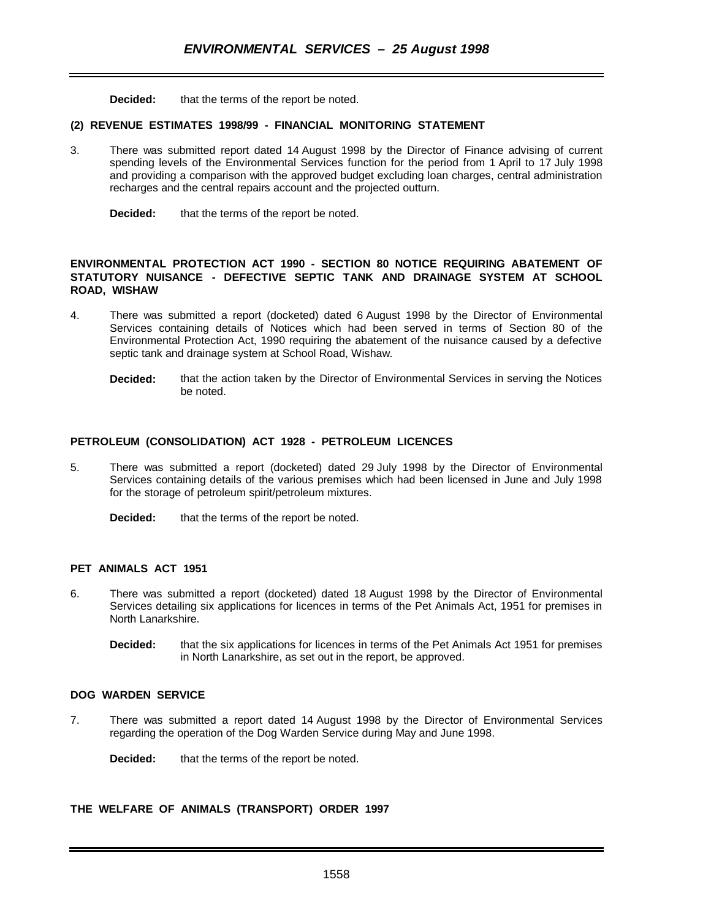**Decided:** that the terms of the report be noted.

**(2) REVENUE ESTIMATES 1998/99 - FINANCIAL MONITORING STATEMENT**

3. There was submitted report dated 14 August 1998 by the Director of Finance advising of current spending levels of the Environmental Services function for the period from 1 April to 17 July 1998 and providing a comparison with the approved budget excluding loan charges, central administration recharges and the central repairs account and the projected outturn.

   **Decided:** that the terms of the report be noted.

**ENVIRONMENTAL PROTECTION ACT 1990 - SECTION 80 NOTICE REQUIRING ABATEMENT OF STATUTORY NUISANCE - DEFECTIVE SEPTIC TANK AND DRAINAGE SYSTEM AT SCHOOL ROAD, WISHAW**

4. There was submitted a report (docketed) dated 6 August 1998 by the Director of Environmental Services containing details of Notices which had been served in terms of Section 80 of the Environmental Protection Act, 1990 requiring the abatement of the nuisance caused by a defective septic tank and drainage system at School Road, Wishaw.

   **Decided:** that the action taken by the Director of Environmental Services in serving the Notices be noted.

**PETROLEUM (CONSOLIDATION) ACT 1928 - PETROLEUM LICENCES**

5. There was submitted a report (docketed) dated 29 July 1998 by the Director of Environmental Services containing details of the various premises which had been licensed in June and July 1998 for the storage of petroleum spirit/petroleum mixtures.

   **Decided:** that the terms of the report be noted.

**PET ANIMALS ACT 1951**

6. There was submitted a report (docketed) dated 18 August 1998 by the Director of Environmental Services detailing six applications for licences in terms of the Pet Animals Act, 1951 for premises in North Lanarkshire.

   **Decided:** that the six applications for licences in terms of the Pet Animals Act 1951 for premises in North Lanarkshire, as set out in the report, be approved.

**DOG WARDEN SERVICE**

7. There was submitted a report dated 14 August 1998 by the Director of Environmental Services regarding the operation of the Dog Warden Service during May and June 1998.

   **Decided:** that the terms of the report be noted.

**THE WELFARE OF ANIMALS (TRANSPORT) ORDER 1997**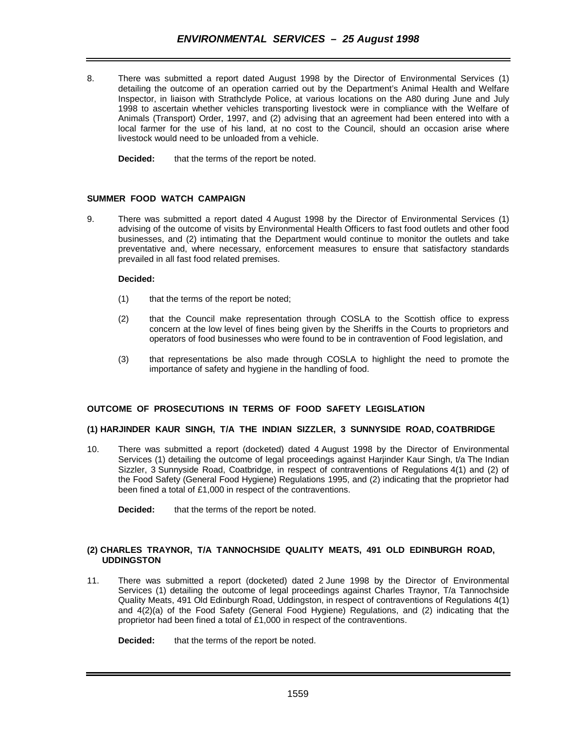8. There was submitted a report dated August 1998 by the Director of Environmental Services (1) detailing the outcome of an operation carried out by the Department's Animal Health and Welfare Inspector, in liaison with Strathclyde Police, at various locations on the A80 during June and July 1998 to ascertain whether vehicles transporting livestock were in compliance with the Welfare of Animals (Transport) Order, 1997, and (2) advising that an agreement had been entered into with a local farmer for the use of his land, at no cost to the Council, should an occasion arise where livestock would need to be unloaded from a vehicle.

**Decided:** that the terms of the report be noted.

**SUMMER FOOD WATCH CAMPAIGN**

9. There was submitted a report dated 4 August 1998 by the Director of Environmental Services (1) advising of the outcome of visits by Environmental Health Officers to fast food outlets and other food businesses, and (2) intimating that the Department would continue to monitor the outlets and take preventative and, where necessary, enforcement measures to ensure that satisfactory standards prevailed in all fast food related premises.

**Decided:**

(1) that the terms of the report be noted;

(2) that the Council make representation through COSLA to the Scottish office to express concern at the low level of fines being given by the Sheriffs in the Courts to proprietors and operators of food businesses who were found to be in contravention of Food legislation, and

(3) that representations be also made through COSLA to highlight the need to promote the importance of safety and hygiene in the handling of food.

**OUTCOME OF PROSECUTIONS IN TERMS OF FOOD SAFETY LEGISLATION**

**(1) HARJINDER KAUR SINGH, T/A THE INDIAN SIZZLER, 3 SUNNYSIDE ROAD, COATBRIDGE**

10. There was submitted a report (docketed) dated 4 August 1998 by the Director of Environmental Services (1) detailing the outcome of legal proceedings against Harjinder Kaur Singh, t/a The Indian Sizzler, 3 Sunnyside Road, Coatbridge, in respect of contraventions of Regulations 4(1) and (2) of the Food Safety (General Food Hygiene) Regulations 1995, and (2) indicating that the proprietor had been fined a total of £1,000 in respect of the contraventions.

**Decided:** that the terms of the report be noted.

**(2) CHARLES TRAYNOR, T/A TANNOCHSIDE QUALITY MEATS, 491 OLD EDINBURGH ROAD, UDDINGSTON**

11. There was submitted a report (docketed) dated 2 June 1998 by the Director of Environmental Services (1) detailing the outcome of legal proceedings against Charles Traynor, T/a Tannochside Quality Meats, 491 Old Edinburgh Road, Uddingston, in respect of contraventions of Regulations 4(1) and 4(2)(a) of the Food Safety (General Food Hygiene) Regulations, and (2) indicating that the proprietor had been fined a total of £1,000 in respect of the contraventions.

**Decided:** that the terms of the report be noted.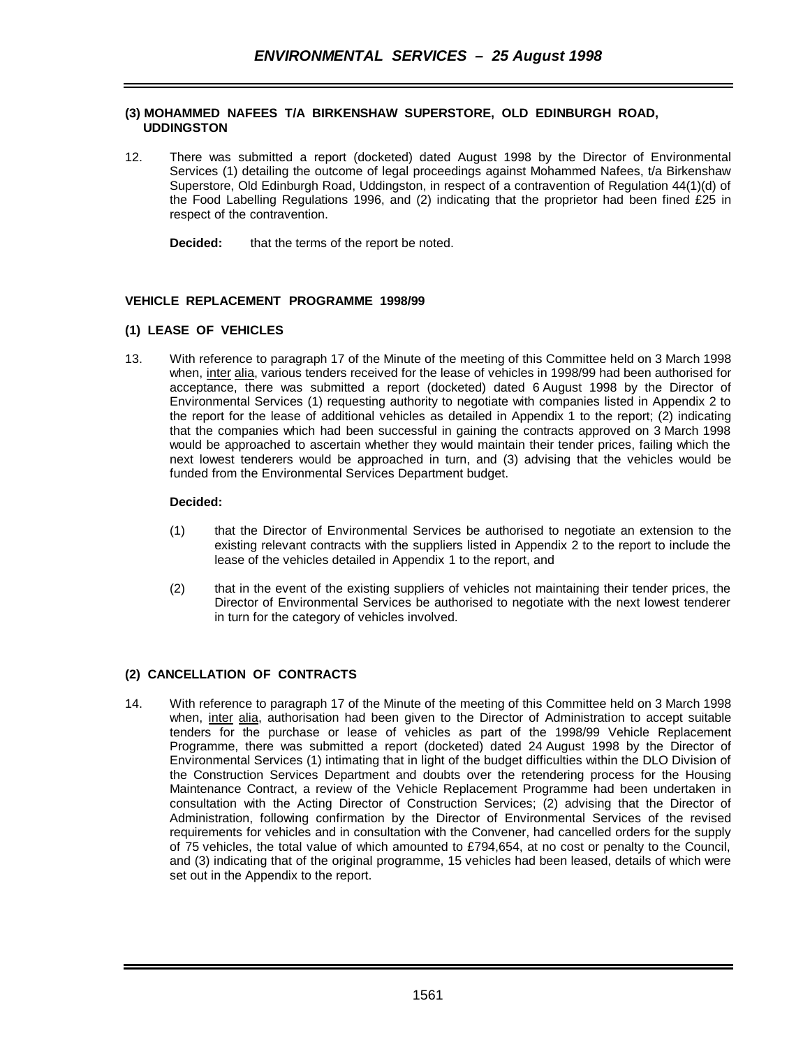**(3) MOHAMMED NAFEES T/A BIRKENSHAW SUPERSTORE, OLD EDINBURGH ROAD, UDDINGSTON**

12. There was submitted a report (docketed) dated August 1998 by the Director of Environmental Services (1) detailing the outcome of legal proceedings against Mohammed Nafees, t/a Birkenshaw Superstore, Old Edinburgh Road, Uddingston, in respect of a contravention of Regulation 44(1)(d) of the Food Labelling Regulations 1996, and (2) indicating that the proprietor had been fined £25 in respect of the contravention.

    **Decided:** that the terms of the report be noted.

**VEHICLE REPLACEMENT PROGRAMME 1998/99**

**(1) LEASE OF VEHICLES**

13. With reference to paragraph 17 of the Minute of the meeting of this Committee held on 3 March 1998 when, inter alia, various tenders received for the lease of vehicles in 1998/99 had been authorised for acceptance, there was submitted a report (docketed) dated 6 August 1998 by the Director of Environmental Services (1) requesting authority to negotiate with companies listed in Appendix 2 to the report for the lease of additional vehicles as detailed in Appendix 1 to the report; (2) indicating that the companies which had been successful in gaining the contracts approved on 3 March 1998 would be approached to ascertain whether they would maintain their tender prices, failing which the next lowest tenderers would be approached in turn, and (3) advising that the vehicles would be funded from the Environmental Services Department budget.

    **Decided:**

    (1) that the Director of Environmental Services be authorised to negotiate an extension to the existing relevant contracts with the suppliers listed in Appendix 2 to the report to include the lease of the vehicles detailed in Appendix 1 to the report, and

    (2) that in the event of the existing suppliers of vehicles not maintaining their tender prices, the Director of Environmental Services be authorised to negotiate with the next lowest tenderer in turn for the category of vehicles involved.

**(2) CANCELLATION OF CONTRACTS**

14. With reference to paragraph 17 of the Minute of the meeting of this Committee held on 3 March 1998 when, inter alia, authorisation had been given to the Director of Administration to accept suitable tenders for the purchase or lease of vehicles as part of the 1998/99 Vehicle Replacement Programme, there was submitted a report (docketed) dated 24 August 1998 by the Director of Environmental Services (1) intimating that in light of the budget difficulties within the DLO Division of the Construction Services Department and doubts over the retendering process for the Housing Maintenance Contract, a review of the Vehicle Replacement Programme had been undertaken in consultation with the Acting Director of Construction Services; (2) advising that the Director of Administration, following confirmation by the Director of Environmental Services of the revised requirements for vehicles and in consultation with the Convener, had cancelled orders for the supply of 75 vehicles, the total value of which amounted to £794,654, at no cost or penalty to the Council, and (3) indicating that of the original programme, 15 vehicles had been leased, details of which were set out in the Appendix to the report.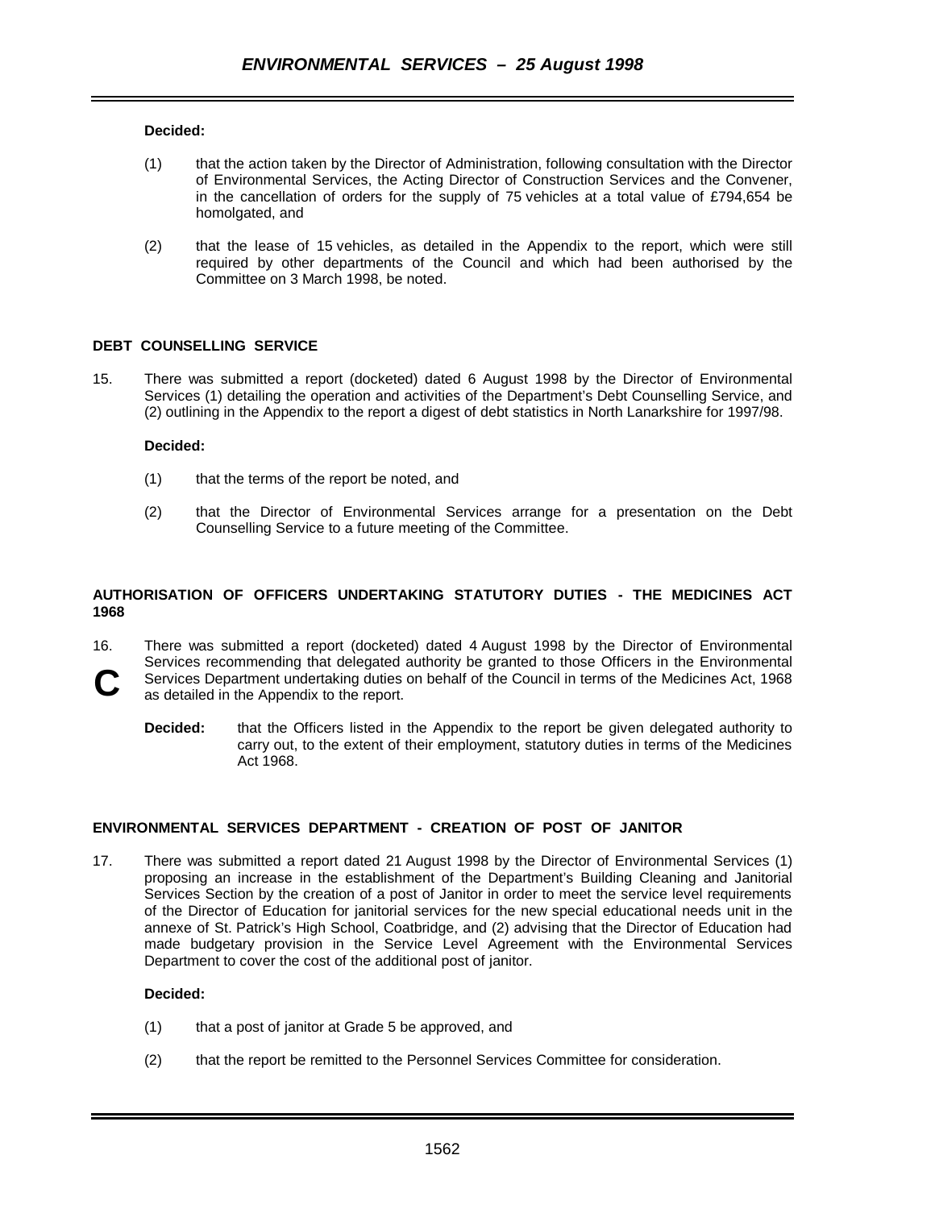**Decided:**

(1) that the action taken by the Director of Administration, following consultation with the Director of Environmental Services, the Acting Director of Construction Services and the Convener, in the cancellation of orders for the supply of 75 vehicles at a total value of £794,654 be homolgated, and

(2) that the lease of 15 vehicles, as detailed in the Appendix to the report, which were still required by other departments of the Council and which had been authorised by the Committee on 3 March 1998, be noted.

**DEBT COUNSELLING SERVICE**

15. There was submitted a report (docketed) dated 6 August 1998 by the Director of Environmental Services (1) detailing the operation and activities of the Department's Debt Counselling Service, and (2) outlining in the Appendix to the report a digest of debt statistics in North Lanarkshire for 1997/98.

**Decided:**

(1) that the terms of the report be noted, and

(2) that the Director of Environmental Services arrange for a presentation on the Debt Counselling Service to a future meeting of the Committee.

**AUTHORISATION OF OFFICERS UNDERTAKING STATUTORY DUTIES - THE MEDICINES ACT 1968**

**C**

16. There was submitted a report (docketed) dated 4 August 1998 by the Director of Environmental Services recommending that delegated authority be granted to those Officers in the Environmental Services Department undertaking duties on behalf of the Council in terms of the Medicines Act, 1968 as detailed in the Appendix to the report.

**Decided:** that the Officers listed in the Appendix to the report be given delegated authority to carry out, to the extent of their employment, statutory duties in terms of the Medicines Act 1968.

**ENVIRONMENTAL SERVICES DEPARTMENT - CREATION OF POST OF JANITOR**

17. There was submitted a report dated 21 August 1998 by the Director of Environmental Services (1) proposing an increase in the establishment of the Department's Building Cleaning and Janitorial Services Section by the creation of a post of Janitor in order to meet the service level requirements of the Director of Education for janitorial services for the new special educational needs unit in the annexe of St. Patrick's High School, Coatbridge, and (2) advising that the Director of Education had made budgetary provision in the Service Level Agreement with the Environmental Services Department to cover the cost of the additional post of janitor.

**Decided:**

(1) that a post of janitor at Grade 5 be approved, and

(2) that the report be remitted to the Personnel Services Committee for consideration.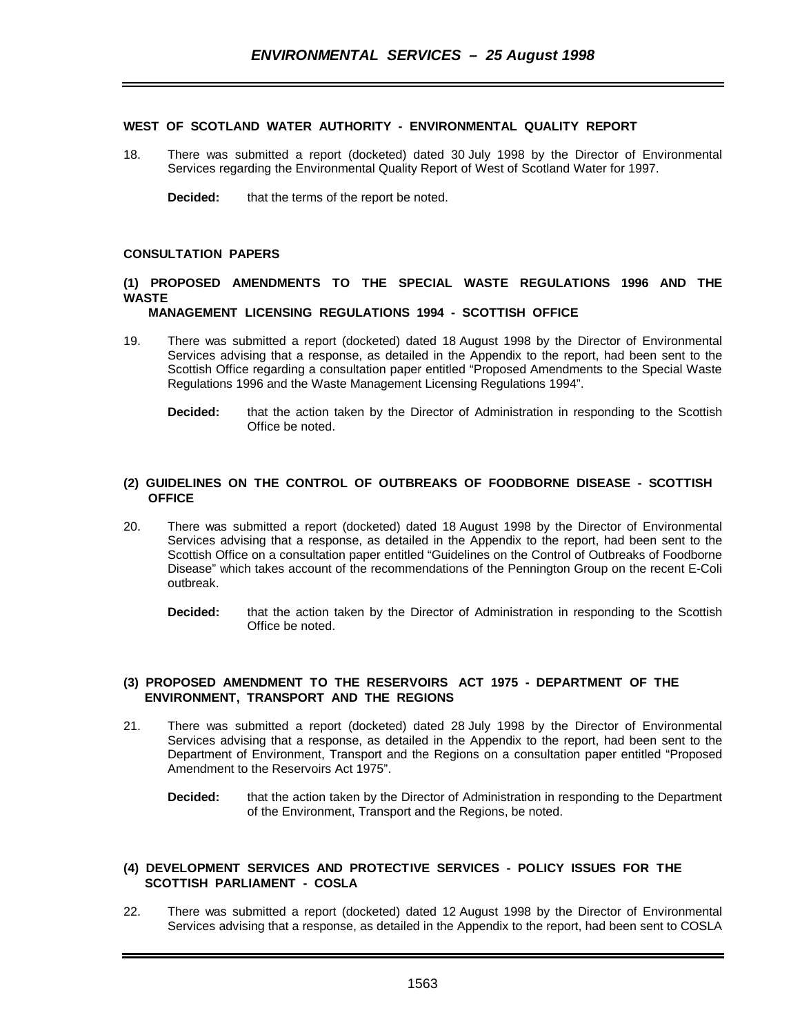**WEST OF SCOTLAND WATER AUTHORITY - ENVIRONMENTAL QUALITY REPORT**

18. There was submitted a report (docketed) dated 30 July 1998 by the Director of Environmental Services regarding the Environmental Quality Report of West of Scotland Water for 1997.

 **Decided:** that the terms of the report be noted.

**CONSULTATION PAPERS**

**(1) PROPOSED AMENDMENTS TO THE SPECIAL WASTE REGULATIONS 1996 AND THE WASTE MANAGEMENT LICENSING REGULATIONS 1994 - SCOTTISH OFFICE**

19. There was submitted a report (docketed) dated 18 August 1998 by the Director of Environmental Services advising that a response, as detailed in the Appendix to the report, had been sent to the Scottish Office regarding a consultation paper entitled "Proposed Amendments to the Special Waste Regulations 1996 and the Waste Management Licensing Regulations 1994".

 **Decided:** that the action taken by the Director of Administration in responding to the Scottish Office be noted.

**(2) GUIDELINES ON THE CONTROL OF OUTBREAKS OF FOODBORNE DISEASE - SCOTTISH OFFICE**

20. There was submitted a report (docketed) dated 18 August 1998 by the Director of Environmental Services advising that a response, as detailed in the Appendix to the report, had been sent to the Scottish Office on a consultation paper entitled "Guidelines on the Control of Outbreaks of Foodborne Disease" which takes account of the recommendations of the Pennington Group on the recent E-Coli outbreak.

 **Decided:** that the action taken by the Director of Administration in responding to the Scottish Office be noted.

**(3) PROPOSED AMENDMENT TO THE RESERVOIRS ACT 1975 - DEPARTMENT OF THE ENVIRONMENT, TRANSPORT AND THE REGIONS**

21. There was submitted a report (docketed) dated 28 July 1998 by the Director of Environmental Services advising that a response, as detailed in the Appendix to the report, had been sent to the Department of Environment, Transport and the Regions on a consultation paper entitled "Proposed Amendment to the Reservoirs Act 1975".

 **Decided:** that the action taken by the Director of Administration in responding to the Department of the Environment, Transport and the Regions, be noted.

**(4) DEVELOPMENT SERVICES AND PROTECTIVE SERVICES - POLICY ISSUES FOR THE SCOTTISH PARLIAMENT - COSLA**

22. There was submitted a report (docketed) dated 12 August 1998 by the Director of Environmental Services advising that a response, as detailed in the Appendix to the report, had been sent to COSLA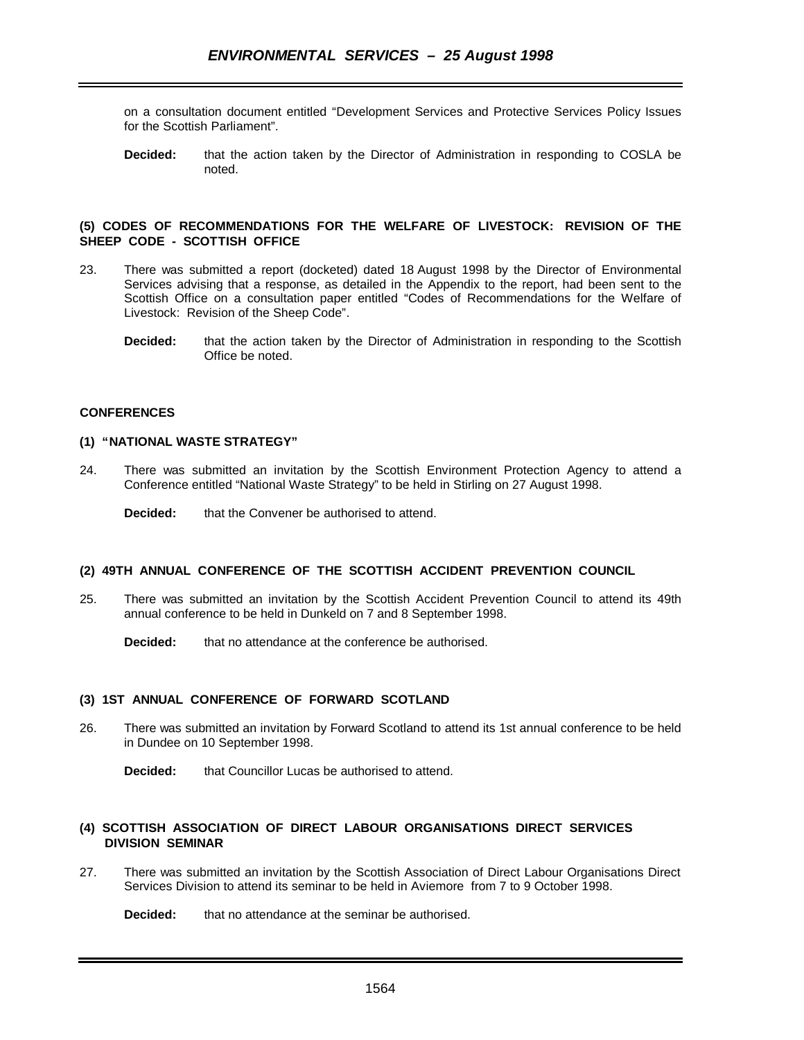on a consultation document entitled "Development Services and Protective Services Policy Issues for the Scottish Parliament".

**Decided:** that the action taken by the Director of Administration in responding to COSLA be noted.

**(5) CODES OF RECOMMENDATIONS FOR THE WELFARE OF LIVESTOCK: REVISION OF THE SHEEP CODE - SCOTTISH OFFICE**

23. There was submitted a report (docketed) dated 18 August 1998 by the Director of Environmental Services advising that a response, as detailed in the Appendix to the report, had been sent to the Scottish Office on a consultation paper entitled "Codes of Recommendations for the Welfare of Livestock: Revision of the Sheep Code".

**Decided:** that the action taken by the Director of Administration in responding to the Scottish Office be noted.

**CONFERENCES**

**(1) "NATIONAL WASTE STRATEGY"**

24. There was submitted an invitation by the Scottish Environment Protection Agency to attend a Conference entitled "National Waste Strategy" to be held in Stirling on 27 August 1998.

**Decided:** that the Convener be authorised to attend.

**(2) 49TH ANNUAL CONFERENCE OF THE SCOTTISH ACCIDENT PREVENTION COUNCIL**

25. There was submitted an invitation by the Scottish Accident Prevention Council to attend its 49th annual conference to be held in Dunkeld on 7 and 8 September 1998.

**Decided:** that no attendance at the conference be authorised.

**(3) 1ST ANNUAL CONFERENCE OF FORWARD SCOTLAND**

26. There was submitted an invitation by Forward Scotland to attend its 1st annual conference to be held in Dundee on 10 September 1998.

**Decided:** that Councillor Lucas be authorised to attend.

**(4) SCOTTISH ASSOCIATION OF DIRECT LABOUR ORGANISATIONS DIRECT SERVICES DIVISION SEMINAR**

27. There was submitted an invitation by the Scottish Association of Direct Labour Organisations Direct Services Division to attend its seminar to be held in Aviemore from 7 to 9 October 1998.

**Decided:** that no attendance at the seminar be authorised.